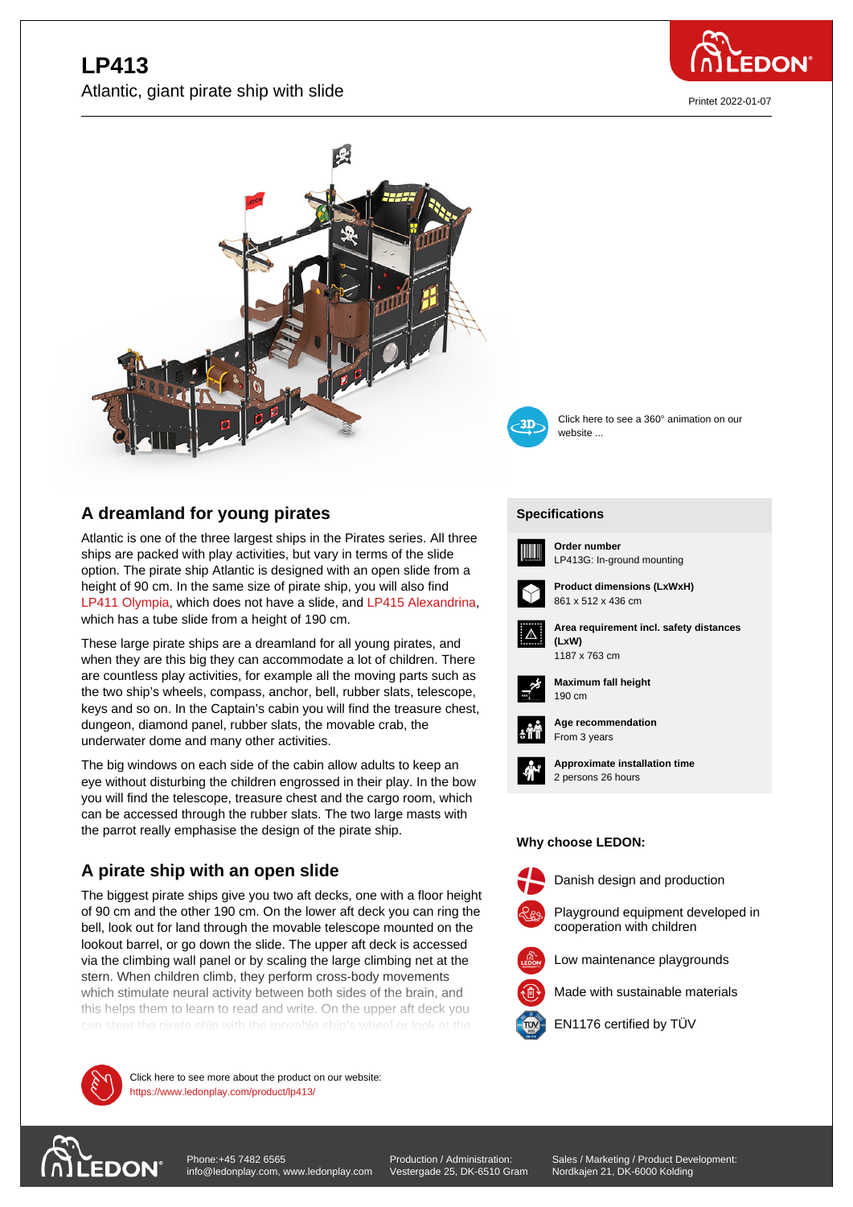# LP413

Atlantic, giant pirate ship with slide

Printet 2022-01-07

Click here to see a 360° animation on our website ...

## A dreamland for young pirates

Atlantic is one of the three largest ships in the Pirates series. All three ships are packed with play activities, but vary in terms of the slide option. The pirate ship Atlantic is designed with an open slide from a height of 90 cm. In the same size of pirate ship, you will also find LP411 Olympia, which does not have a slide, and LP415 Alexandrina, which has a tube slide from a height of 190 cm.

These large pirate ships are a dreamland for all young pirates, and when they are this big they can accommodate a lot of children. There are countless play activities, for example all the moving parts such as the two ship's wheels, compass, anchor, bell, rubber slats, telescope, keys and so on. In the Captain's cabin you will find the treasure chest, dungeon, diamond panel, rubber slats, the movable crab, the underwater dome and many other activities.

The big windows on each side of the cabin allow adults to keep an eye without disturbing the children engrossed in their play. In the bow you will find the telescope, treasure chest and the cargo room, which can be accessed through the rubber slats. The two large masts with the parrot really emphasise the design of the pirate ship.

## A pirate ship with an open slide

The biggest pirate ships give you two aft decks, one with a floor height of 90 cm and the other 190 cm. On the lower aft deck you can ring the bell, look out for land through the movable telescope mounted on the lookout barrel, or go down the slide. The upper aft deck is accessed via the climbing wall panel or by scaling the large climbing net at the stern. When children climb, they perform cross-body movements which stimulate neural activity between both sides of the brain, and this helps them to learn to read and write. On the upper aft deck you can steer the pirate ship with the movable ship's wheel or look at the

## Specifications

**Order number**
LP413G: In-ground mounting

**Product dimensions (LxWxH)**
861 x 512 x 436 cm

**Area requirement incl. safety distances (LxW)**
1187 x 763 cm

**Maximum fall height**
190 cm

**Age recommendation**
From 3 years

**Approximate installation time**
2 persons 26 hours

**Why choose LEDON:**

- Danish design and production
- Playground equipment developed in cooperation with children
- Low maintenance playgrounds
- Made with sustainable materials
- EN1176 certified by TÜV

Click here to see more about the product on our website:
https://www.ledonplay.com/product/lp413/

Phone:+45 7482 6565
info@ledonplay.com, www.ledonplay.com

Production / Administration:
Vestergade 25, DK-6510 Gram

Sales / Marketing / Product Development:
Nordkajen 21, DK-6000 Kolding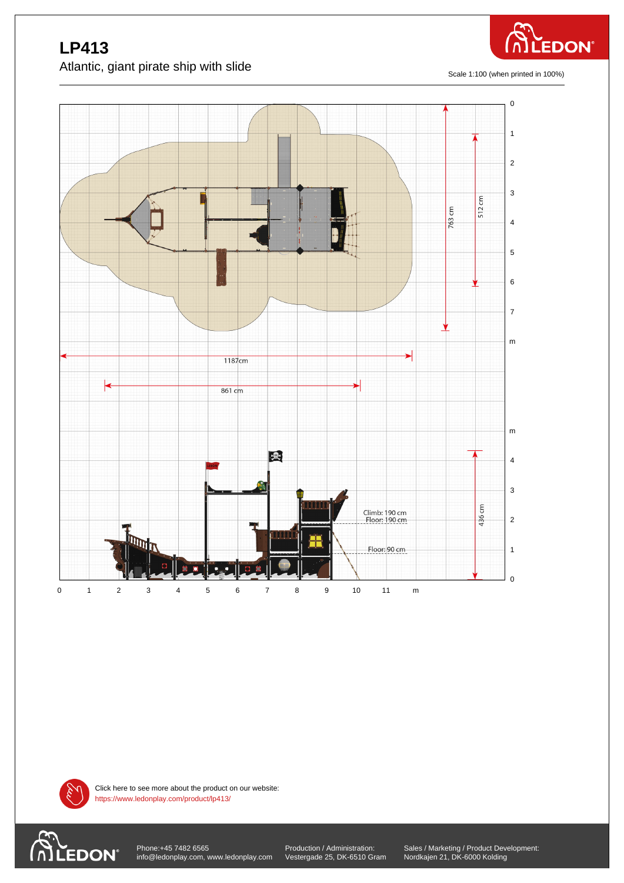# LP413

Atlantic, giant pirate ship with slide

Scale 1:100 (when printed in 100%)

763 cm

512 cm

1187cm

861 cm

436 cm

Climb: 190 cm
Floor: 190 cm

Floor: 90 cm

m

0 1 2 3 4 5 6 7 8 9 10 11 m

Click here to see more about the product on our website:
https://www.ledonplay.com/product/lp413/

Phone:+45 7482 6565
info@ledonplay.com, www.ledonplay.com

Production / Administration:
Vestergade 25, DK-6510 Gram

Sales / Marketing / Product Development:
Nordkajen 21, DK-6000 Kolding